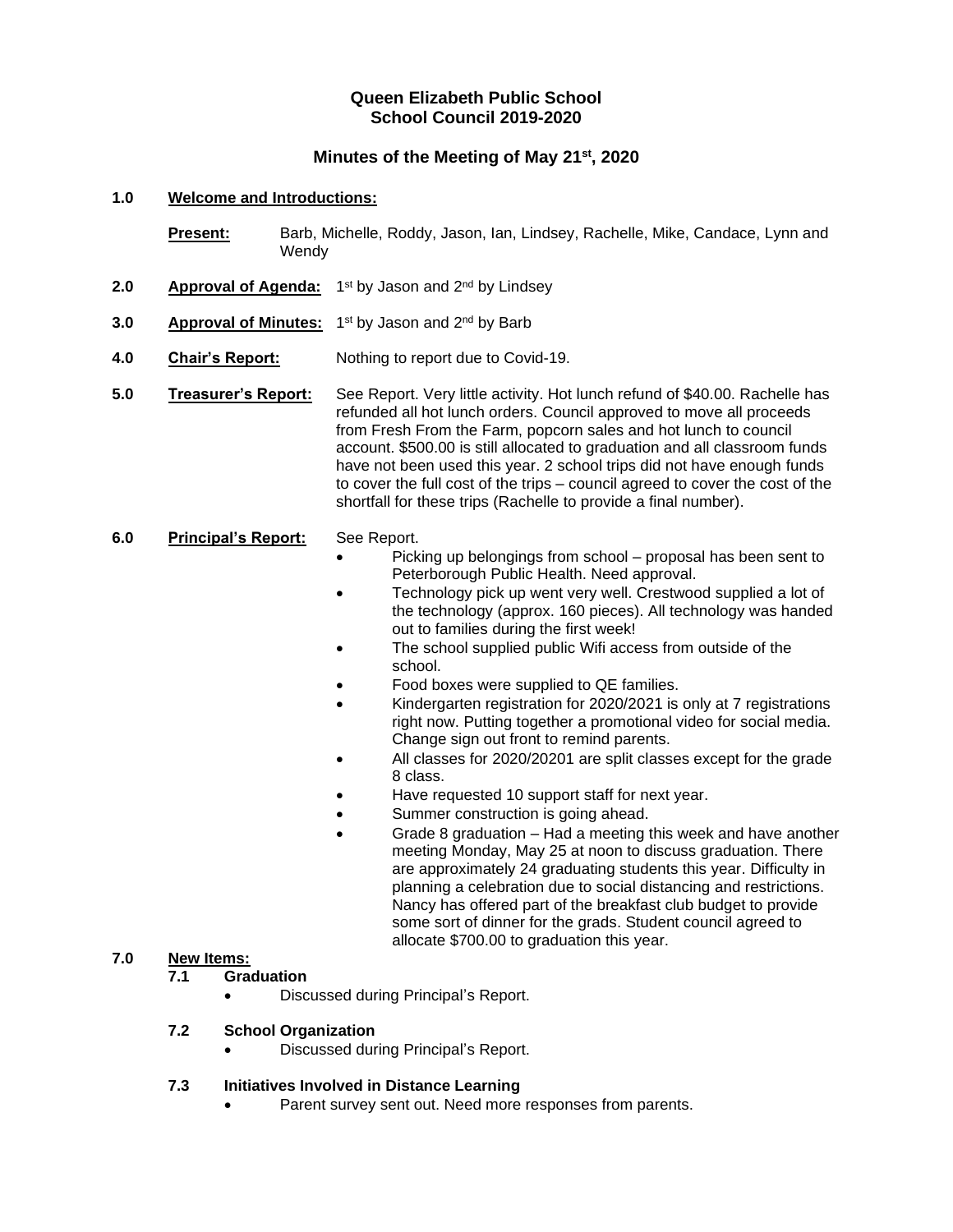**Queen Elizabeth Public School**
**School Council 2019-2020**

**Minutes of the Meeting of May 21st, 2020**

**1.0 Welcome and Introductions:**

**Present:** Barb, Michelle, Roddy, Jason, Ian, Lindsey, Rachelle, Mike, Candace, Lynn and Wendy

**2.0 Approval of Agenda:** 1st by Jason and 2nd by Lindsey

**3.0 Approval of Minutes:** 1st by Jason and 2nd by Barb

**4.0 Chair's Report:** Nothing to report due to Covid-19.

**5.0 Treasurer's Report:** See Report. Very little activity. Hot lunch refund of $40.00. Rachelle has refunded all hot lunch orders. Council approved to move all proceeds from Fresh From the Farm, popcorn sales and hot lunch to council account. $500.00 is still allocated to graduation and all classroom funds have not been used this year. 2 school trips did not have enough funds to cover the full cost of the trips – council agreed to cover the cost of the shortfall for these trips (Rachelle to provide a final number).

**6.0 Principal's Report:** See Report.

- Picking up belongings from school – proposal has been sent to Peterborough Public Health. Need approval.
- Technology pick up went very well. Crestwood supplied a lot of the technology (approx. 160 pieces). All technology was handed out to families during the first week!
- The school supplied public Wifi access from outside of the school.
- Food boxes were supplied to QE families.
- Kindergarten registration for 2020/2021 is only at 7 registrations right now. Putting together a promotional video for social media. Change sign out front to remind parents.
- All classes for 2020/20201 are split classes except for the grade 8 class.
- Have requested 10 support staff for next year.
- Summer construction is going ahead.
- Grade 8 graduation – Had a meeting this week and have another meeting Monday, May 25 at noon to discuss graduation. There are approximately 24 graduating students this year. Difficulty in planning a celebration due to social distancing and restrictions. Nancy has offered part of the breakfast club budget to provide some sort of dinner for the grads. Student council agreed to allocate $700.00 to graduation this year.

**7.0 New Items:**

**7.1 Graduation**

- Discussed during Principal's Report.

**7.2 School Organization**

- Discussed during Principal's Report.

**7.3 Initiatives Involved in Distance Learning**

- Parent survey sent out. Need more responses from parents.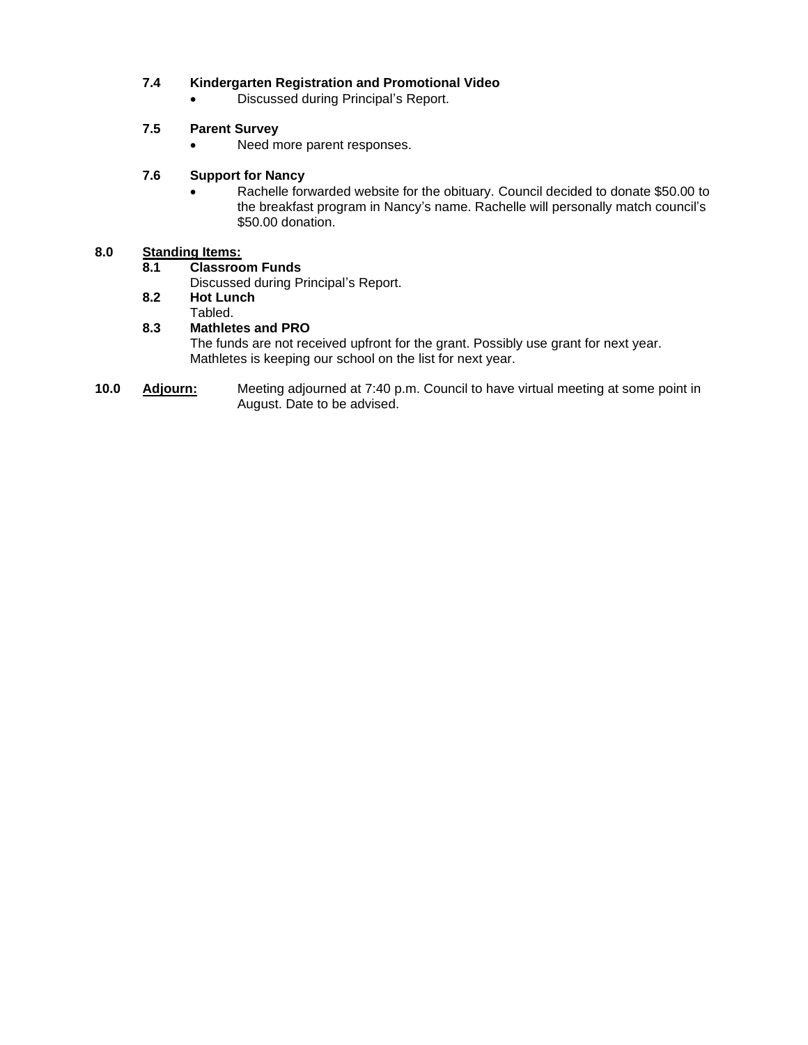**7.4 Kindergarten Registration and Promotional Video**

- Discussed during Principal's Report.

**7.5 Parent Survey**

- Need more parent responses.

**7.6 Support for Nancy**

- Rachelle forwarded website for the obituary. Council decided to donate $50.00 to the breakfast program in Nancy's name. Rachelle will personally match council's $50.00 donation.

## 8.0 Standing Items:

**8.1 Classroom Funds**

Discussed during Principal's Report.

**8.2 Hot Lunch**

Tabled.

**8.3 Mathletes and PRO**

The funds are not received upfront for the grant. Possibly use grant for next year. Mathletes is keeping our school on the list for next year.

## 10.0 Adjourn:

Meeting adjourned at 7:40 p.m. Council to have virtual meeting at some point in August. Date to be advised.